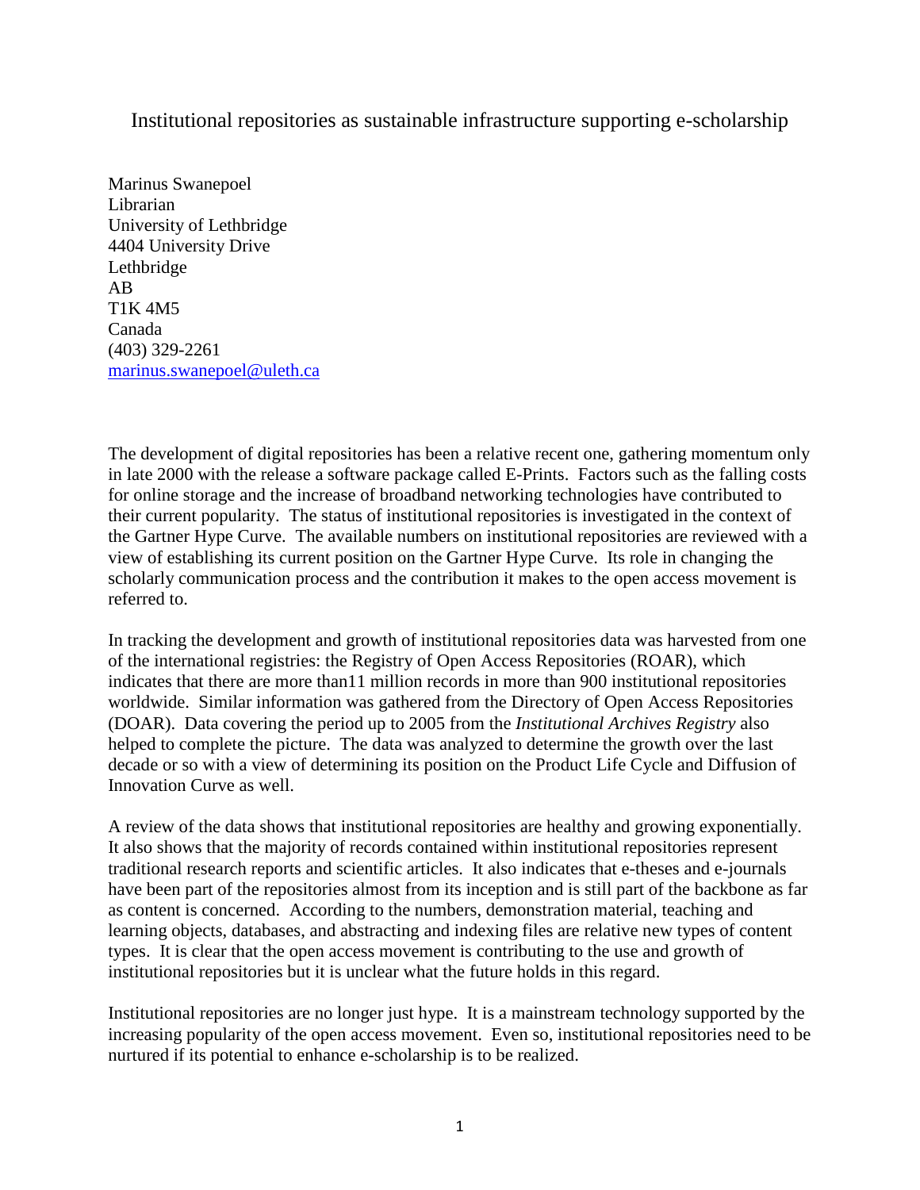# Institutional repositories as sustainable infrastructure supporting e-scholarship

Marinus Swanepoel
Librarian
University of Lethbridge
4404 University Drive
Lethbridge
AB
T1K 4M5
Canada
(403) 329-2261
marinus.swanepoel@uleth.ca

The development of digital repositories has been a relative recent one, gathering momentum only in late 2000 with the release a software package called E-Prints. Factors such as the falling costs for online storage and the increase of broadband networking technologies have contributed to their current popularity. The status of institutional repositories is investigated in the context of the Gartner Hype Curve. The available numbers on institutional repositories are reviewed with a view of establishing its current position on the Gartner Hype Curve. Its role in changing the scholarly communication process and the contribution it makes to the open access movement is referred to.

In tracking the development and growth of institutional repositories data was harvested from one of the international registries: the Registry of Open Access Repositories (ROAR), which indicates that there are more than11 million records in more than 900 institutional repositories worldwide. Similar information was gathered from the Directory of Open Access Repositories (DOAR). Data covering the period up to 2005 from the *Institutional Archives Registry* also helped to complete the picture. The data was analyzed to determine the growth over the last decade or so with a view of determining its position on the Product Life Cycle and Diffusion of Innovation Curve as well.

A review of the data shows that institutional repositories are healthy and growing exponentially. It also shows that the majority of records contained within institutional repositories represent traditional research reports and scientific articles. It also indicates that e-theses and e-journals have been part of the repositories almost from its inception and is still part of the backbone as far as content is concerned. According to the numbers, demonstration material, teaching and learning objects, databases, and abstracting and indexing files are relative new types of content types. It is clear that the open access movement is contributing to the use and growth of institutional repositories but it is unclear what the future holds in this regard.

Institutional repositories are no longer just hype. It is a mainstream technology supported by the increasing popularity of the open access movement. Even so, institutional repositories need to be nurtured if its potential to enhance e-scholarship is to be realized.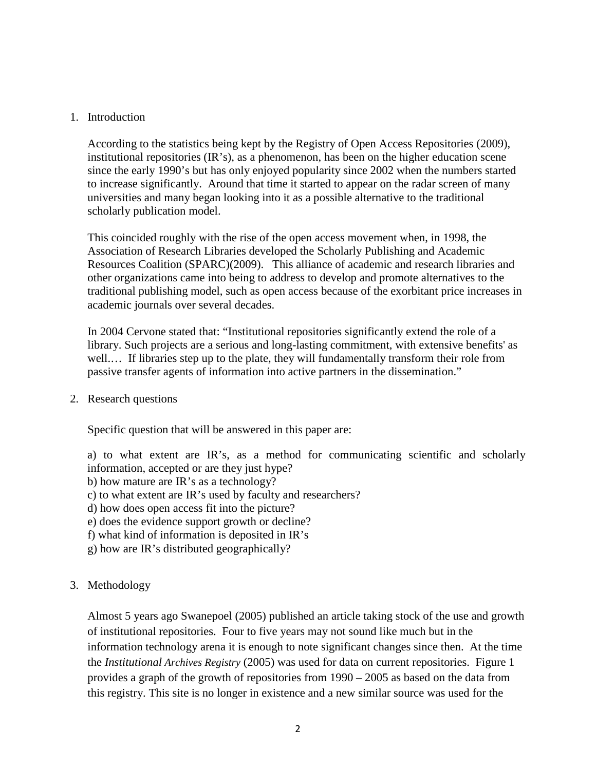## 1. Introduction

According to the statistics being kept by the Registry of Open Access Repositories (2009), institutional repositories (IR's), as a phenomenon, has been on the higher education scene since the early 1990's but has only enjoyed popularity since 2002 when the numbers started to increase significantly. Around that time it started to appear on the radar screen of many universities and many began looking into it as a possible alternative to the traditional scholarly publication model.

This coincided roughly with the rise of the open access movement when, in 1998, the Association of Research Libraries developed the Scholarly Publishing and Academic Resources Coalition (SPARC)(2009). This alliance of academic and research libraries and other organizations came into being to address to develop and promote alternatives to the traditional publishing model, such as open access because of the exorbitant price increases in academic journals over several decades.

In 2004 Cervone stated that: "Institutional repositories significantly extend the role of a library. Such projects are a serious and long-lasting commitment, with extensive benefits' as well.… If libraries step up to the plate, they will fundamentally transform their role from passive transfer agents of information into active partners in the dissemination."

## 2. Research questions

Specific question that will be answered in this paper are:

a) to what extent are IR's, as a method for communicating scientific and scholarly information, accepted or are they just hype?
b) how mature are IR's as a technology?
c) to what extent are IR's used by faculty and researchers?
d) how does open access fit into the picture?
e) does the evidence support growth or decline?
f) what kind of information is deposited in IR's
g) how are IR's distributed geographically?

## 3. Methodology

Almost 5 years ago Swanepoel (2005) published an article taking stock of the use and growth of institutional repositories. Four to five years may not sound like much but in the information technology arena it is enough to note significant changes since then. At the time the *Institutional Archives Registry* (2005) was used for data on current repositories. Figure 1 provides a graph of the growth of repositories from 1990 – 2005 as based on the data from this registry. This site is no longer in existence and a new similar source was used for the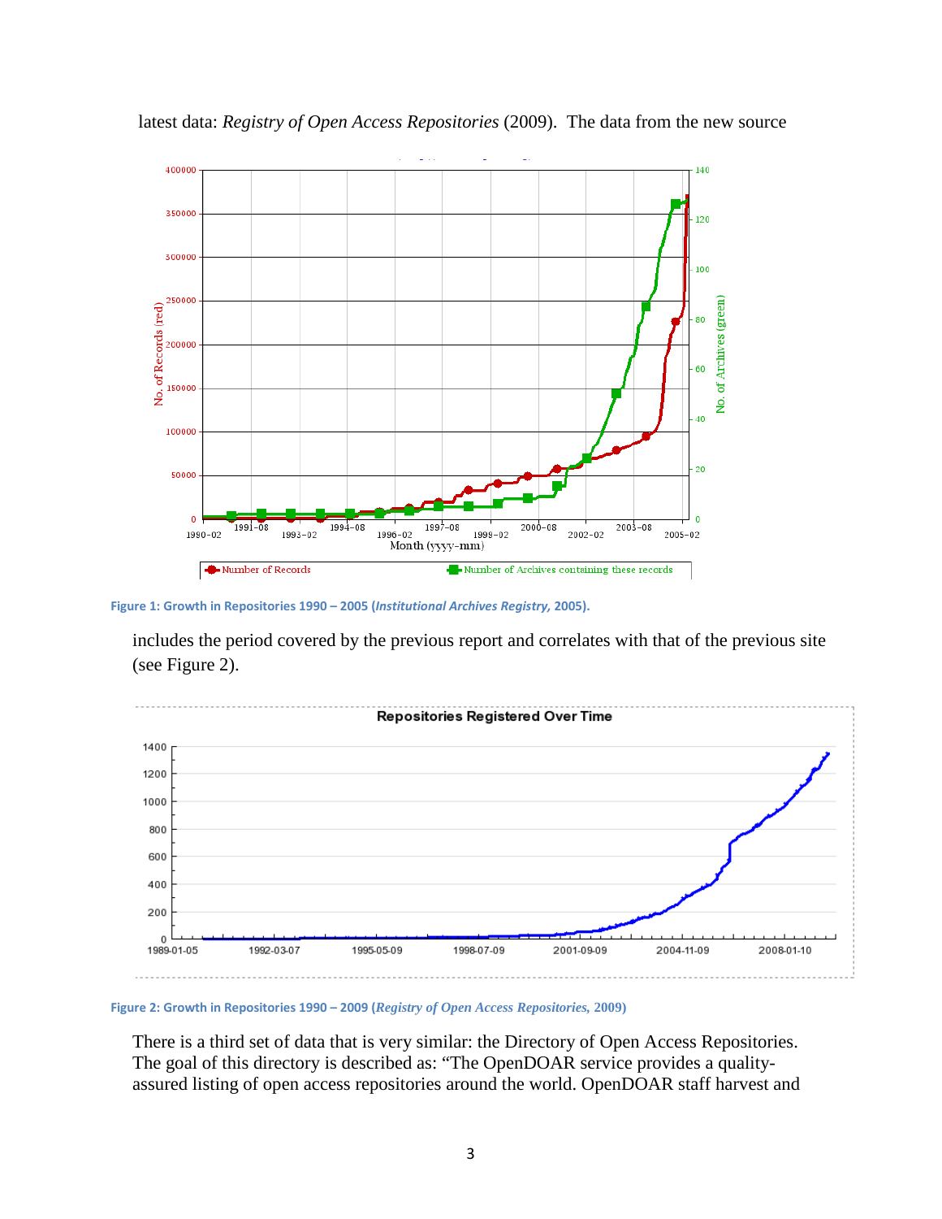latest data: *Registry of Open Access Repositories* (2009). The data from the new source

**Figure 1: Growth in Repositories 1990 – 2005 (*Institutional Archives Registry,* 2005).**

includes the period covered by the previous report and correlates with that of the previous site (see Figure 2).

**Figure 2: Growth in Repositories 1990 – 2009 (*Registry of Open Access Repositories,* 2009)**

There is a third set of data that is very similar: the Directory of Open Access Repositories. The goal of this directory is described as: "The OpenDOAR service provides a quality-assured listing of open access repositories around the world. OpenDOAR staff harvest and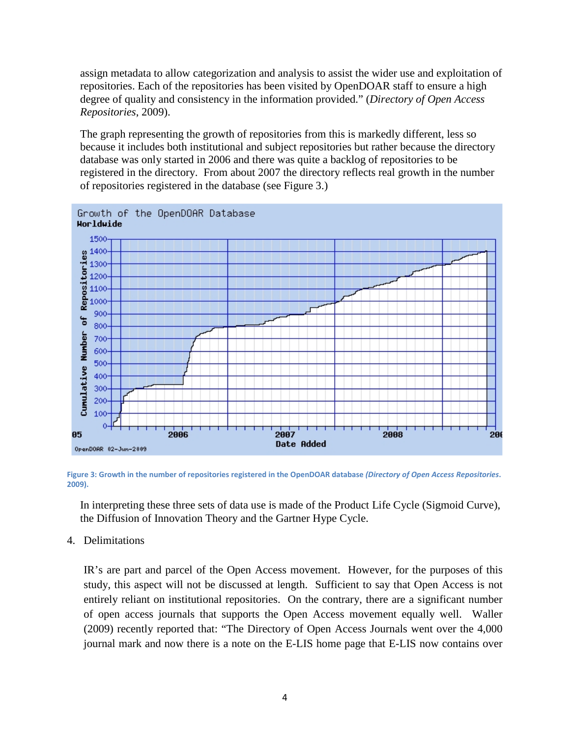assign metadata to allow categorization and analysis to assist the wider use and exploitation of repositories. Each of the repositories has been visited by OpenDOAR staff to ensure a high degree of quality and consistency in the information provided." (*Directory of Open Access Repositories*, 2009).

The graph representing the growth of repositories from this is markedly different, less so because it includes both institutional and subject repositories but rather because the directory database was only started in 2006 and there was quite a backlog of repositories to be registered in the directory. From about 2007 the directory reflects real growth in the number of repositories registered in the database (see Figure 3.)

**Figure 3: Growth in the number of repositories registered in the OpenDOAR database** ***(Directory of Open Access Repositories*****. 2009).**

In interpreting these three sets of data use is made of the Product Life Cycle (Sigmoid Curve), the Diffusion of Innovation Theory and the Gartner Hype Cycle.

4. Delimitations

IR's are part and parcel of the Open Access movement. However, for the purposes of this study, this aspect will not be discussed at length. Sufficient to say that Open Access is not entirely reliant on institutional repositories. On the contrary, there are a significant number of open access journals that supports the Open Access movement equally well. Waller (2009) recently reported that: "The Directory of Open Access Journals went over the 4,000 journal mark and now there is a note on the E-LIS home page that E-LIS now contains over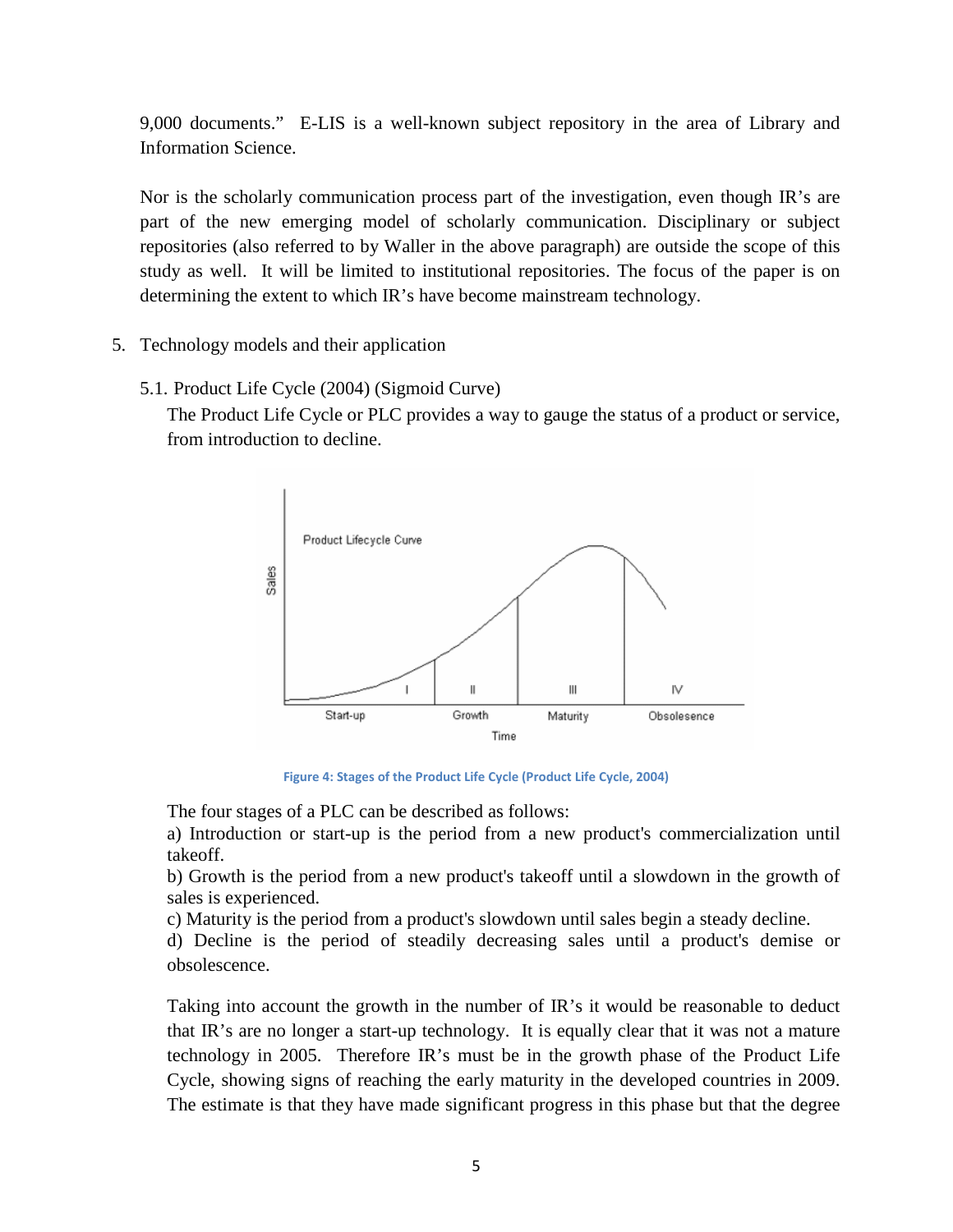9,000 documents." E-LIS is a well-known subject repository in the area of Library and Information Science.

Nor is the scholarly communication process part of the investigation, even though IR's are part of the new emerging model of scholarly communication. Disciplinary or subject repositories (also referred to by Waller in the above paragraph) are outside the scope of this study as well. It will be limited to institutional repositories. The focus of the paper is on determining the extent to which IR's have become mainstream technology.

5. Technology models and their application

   5.1. Product Life Cycle (2004) (Sigmoid Curve)

   The Product Life Cycle or PLC provides a way to gauge the status of a product or service, from introduction to decline.

Figure 4: Stages of the Product Life Cycle (Product Life Cycle, 2004)

The four stages of a PLC can be described as follows:

a) Introduction or start-up is the period from a new product's commercialization until takeoff.

b) Growth is the period from a new product's takeoff until a slowdown in the growth of sales is experienced.

c) Maturity is the period from a product's slowdown until sales begin a steady decline.

d) Decline is the period of steadily decreasing sales until a product's demise or obsolescence.

Taking into account the growth in the number of IR's it would be reasonable to deduct that IR's are no longer a start-up technology. It is equally clear that it was not a mature technology in 2005. Therefore IR's must be in the growth phase of the Product Life Cycle, showing signs of reaching the early maturity in the developed countries in 2009. The estimate is that they have made significant progress in this phase but that the degree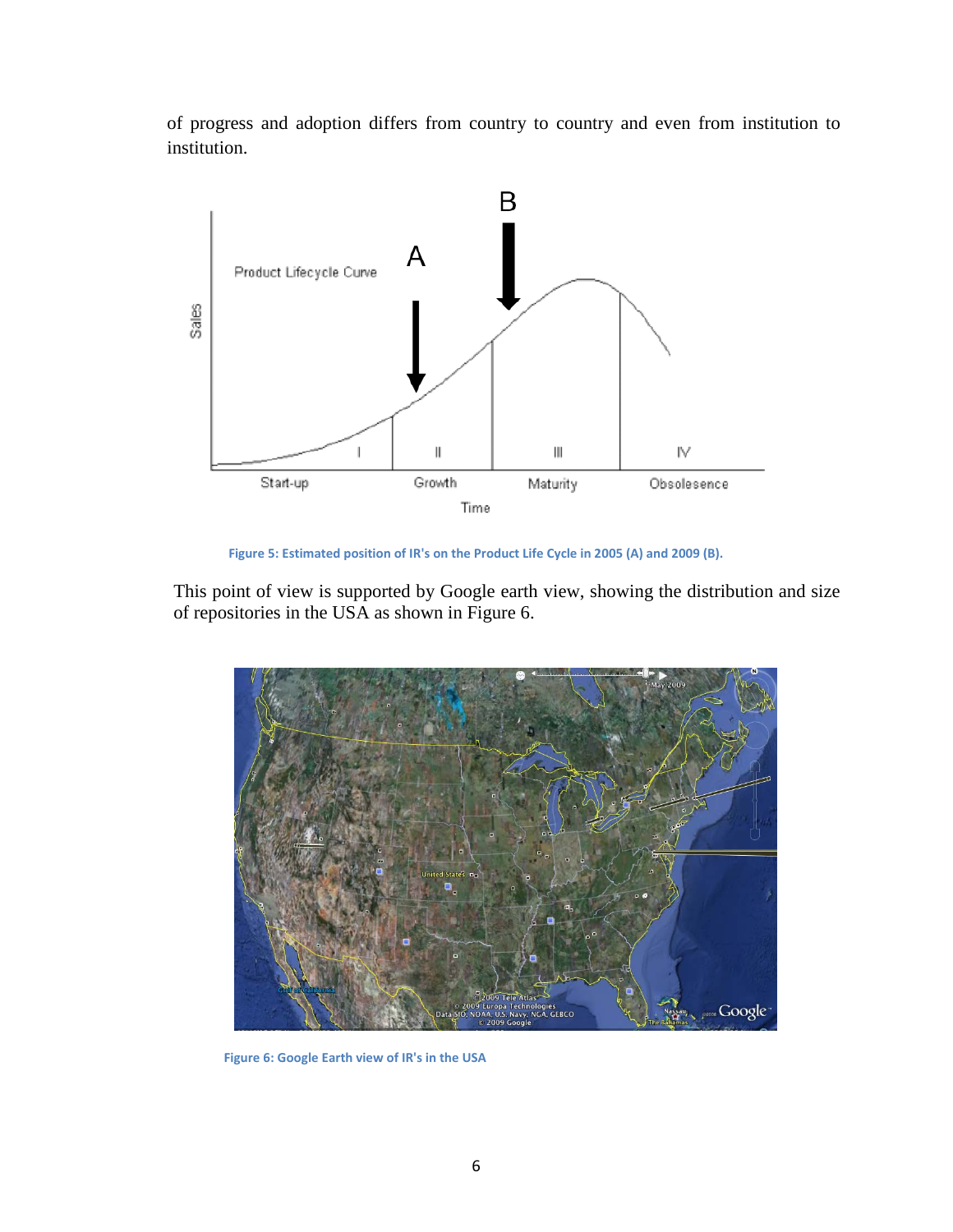of progress and adoption differs from country to country and even from institution to institution.

Figure 5: Estimated position of IR's on the Product Life Cycle in 2005 (A) and 2009 (B).

This point of view is supported by Google earth view, showing the distribution and size of repositories in the USA as shown in Figure 6.

Figure 6: Google Earth view of IR's in the USA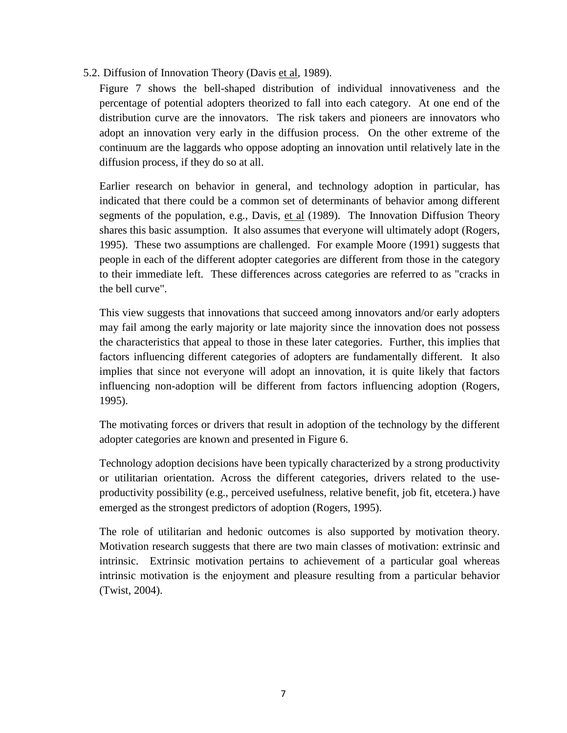## 5.2. Diffusion of Innovation Theory (Davis et al, 1989).

Figure 7 shows the bell-shaped distribution of individual innovativeness and the percentage of potential adopters theorized to fall into each category. At one end of the distribution curve are the innovators. The risk takers and pioneers are innovators who adopt an innovation very early in the diffusion process. On the other extreme of the continuum are the laggards who oppose adopting an innovation until relatively late in the diffusion process, if they do so at all.

Earlier research on behavior in general, and technology adoption in particular, has indicated that there could be a common set of determinants of behavior among different segments of the population, e.g., Davis, et al (1989). The Innovation Diffusion Theory shares this basic assumption. It also assumes that everyone will ultimately adopt (Rogers, 1995). These two assumptions are challenged. For example Moore (1991) suggests that people in each of the different adopter categories are different from those in the category to their immediate left. These differences across categories are referred to as "cracks in the bell curve".

This view suggests that innovations that succeed among innovators and/or early adopters may fail among the early majority or late majority since the innovation does not possess the characteristics that appeal to those in these later categories. Further, this implies that factors influencing different categories of adopters are fundamentally different. It also implies that since not everyone will adopt an innovation, it is quite likely that factors influencing non-adoption will be different from factors influencing adoption (Rogers, 1995).

The motivating forces or drivers that result in adoption of the technology by the different adopter categories are known and presented in Figure 6.

Technology adoption decisions have been typically characterized by a strong productivity or utilitarian orientation. Across the different categories, drivers related to the use-productivity possibility (e.g., perceived usefulness, relative benefit, job fit, etcetera.) have emerged as the strongest predictors of adoption (Rogers, 1995).

The role of utilitarian and hedonic outcomes is also supported by motivation theory. Motivation research suggests that there are two main classes of motivation: extrinsic and intrinsic. Extrinsic motivation pertains to achievement of a particular goal whereas intrinsic motivation is the enjoyment and pleasure resulting from a particular behavior (Twist, 2004).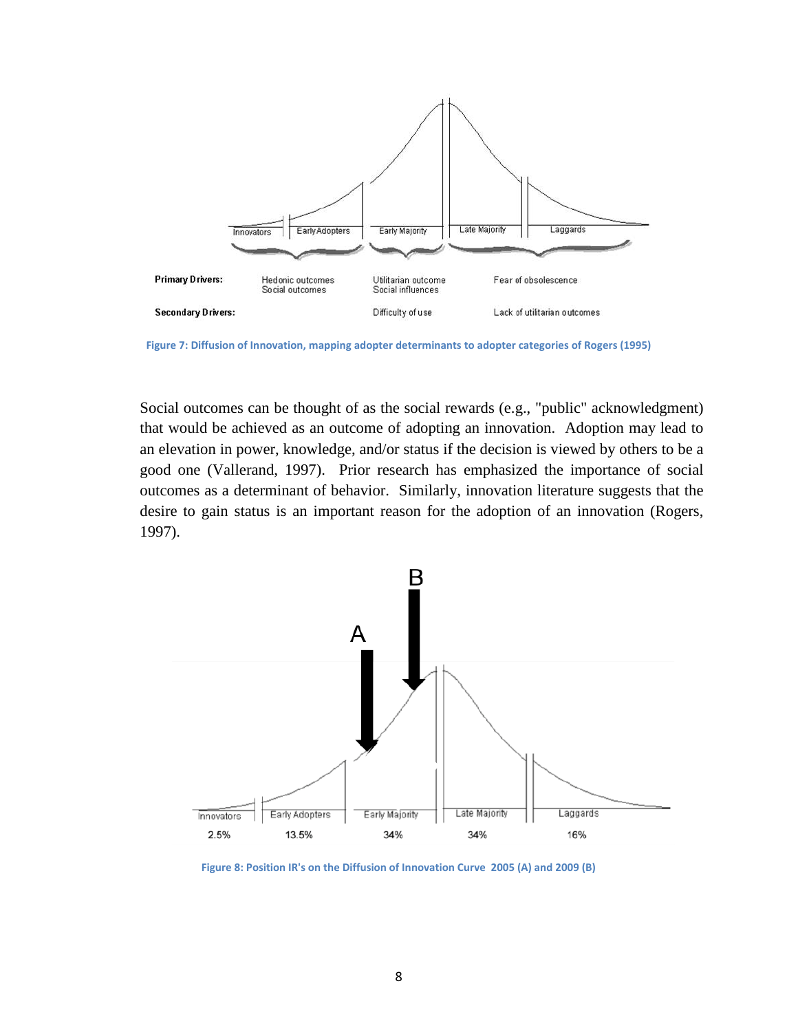Figure 7: Diffusion of Innovation, mapping adopter determinants to adopter categories of Rogers (1995)

Social outcomes can be thought of as the social rewards (e.g., "public" acknowledgment) that would be achieved as an outcome of adopting an innovation. Adoption may lead to an elevation in power, knowledge, and/or status if the decision is viewed by others to be a good one (Vallerand, 1997). Prior research has emphasized the importance of social outcomes as a determinant of behavior. Similarly, innovation literature suggests that the desire to gain status is an important reason for the adoption of an innovation (Rogers, 1997).

Figure 8: Position IR's on the Diffusion of Innovation Curve 2005 (A) and 2009 (B)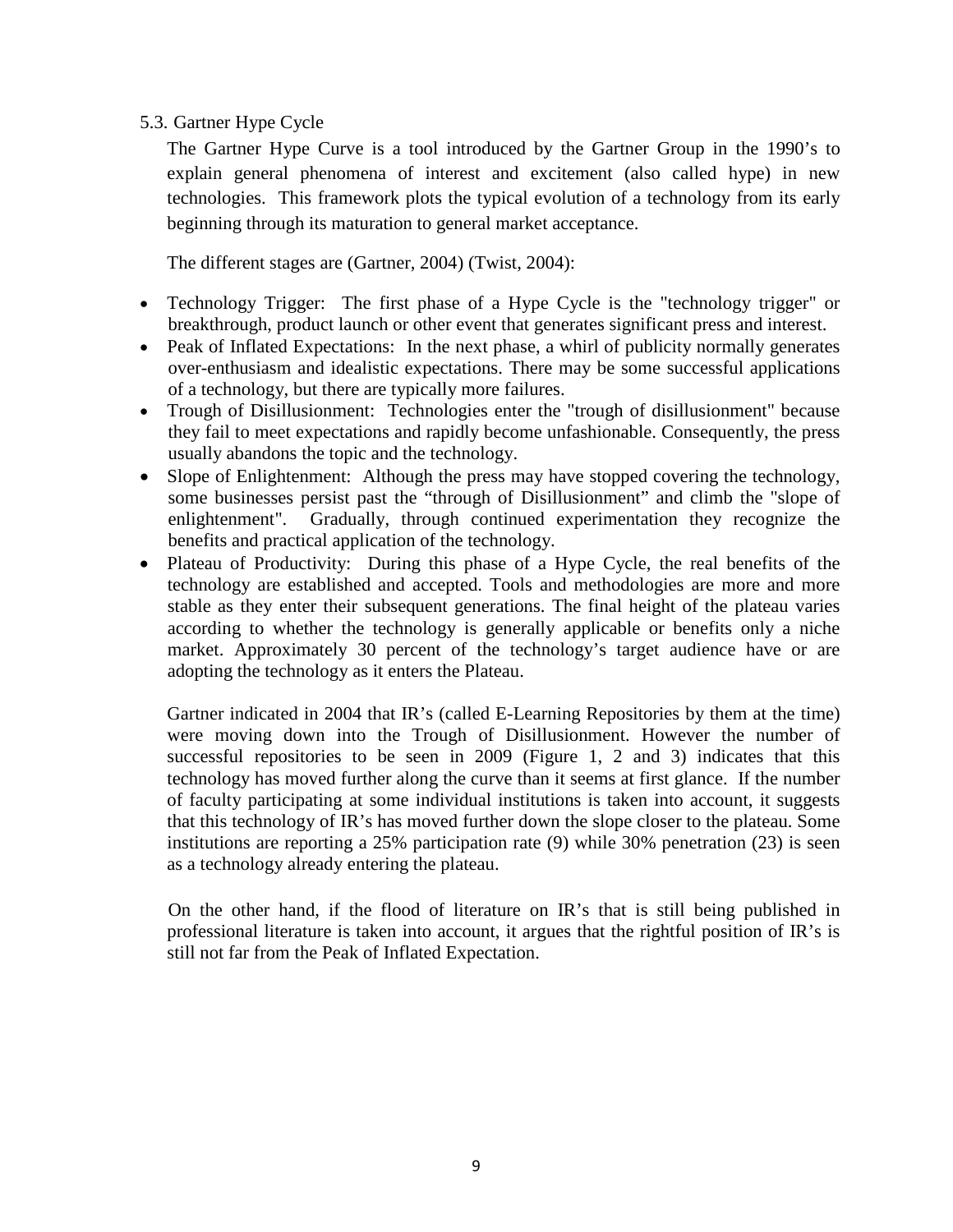### 5.3. Gartner Hype Cycle

The Gartner Hype Curve is a tool introduced by the Gartner Group in the 1990's to explain general phenomena of interest and excitement (also called hype) in new technologies. This framework plots the typical evolution of a technology from its early beginning through its maturation to general market acceptance.

The different stages are (Gartner, 2004) (Twist, 2004):

- Technology Trigger: The first phase of a Hype Cycle is the "technology trigger" or breakthrough, product launch or other event that generates significant press and interest.
- Peak of Inflated Expectations: In the next phase, a whirl of publicity normally generates over-enthusiasm and idealistic expectations. There may be some successful applications of a technology, but there are typically more failures.
- Trough of Disillusionment: Technologies enter the "trough of disillusionment" because they fail to meet expectations and rapidly become unfashionable. Consequently, the press usually abandons the topic and the technology.
- Slope of Enlightenment: Although the press may have stopped covering the technology, some businesses persist past the "through of Disillusionment" and climb the "slope of enlightenment". Gradually, through continued experimentation they recognize the benefits and practical application of the technology.
- Plateau of Productivity: During this phase of a Hype Cycle, the real benefits of the technology are established and accepted. Tools and methodologies are more and more stable as they enter their subsequent generations. The final height of the plateau varies according to whether the technology is generally applicable or benefits only a niche market. Approximately 30 percent of the technology's target audience have or are adopting the technology as it enters the Plateau.

Gartner indicated in 2004 that IR's (called E-Learning Repositories by them at the time) were moving down into the Trough of Disillusionment. However the number of successful repositories to be seen in 2009 (Figure 1, 2 and 3) indicates that this technology has moved further along the curve than it seems at first glance. If the number of faculty participating at some individual institutions is taken into account, it suggests that this technology of IR's has moved further down the slope closer to the plateau. Some institutions are reporting a 25% participation rate (9) while 30% penetration (23) is seen as a technology already entering the plateau.

On the other hand, if the flood of literature on IR's that is still being published in professional literature is taken into account, it argues that the rightful position of IR's is still not far from the Peak of Inflated Expectation.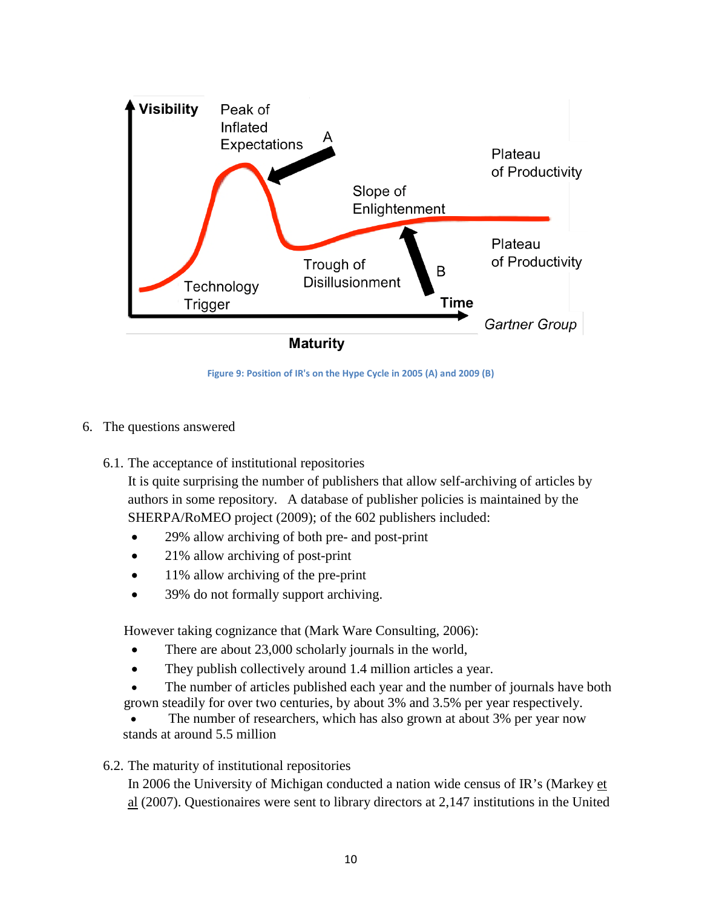Figure 9: Position of IR's on the Hype Cycle in 2005 (A) and 2009 (B)

6. The questions answered

6.1. The acceptance of institutional repositories

It is quite surprising the number of publishers that allow self-archiving of articles by authors in some repository. A database of publisher policies is maintained by the SHERPA/RoMEO project (2009); of the 602 publishers included:

- 29% allow archiving of both pre- and post-print
- 21% allow archiving of post-print
- 11% allow archiving of the pre-print
- 39% do not formally support archiving.

However taking cognizance that (Mark Ware Consulting, 2006):

- There are about 23,000 scholarly journals in the world,
- They publish collectively around 1.4 million articles a year.
- The number of articles published each year and the number of journals have both grown steadily for over two centuries, by about 3% and 3.5% per year respectively.
- The number of researchers, which has also grown at about 3% per year now stands at around 5.5 million

6.2. The maturity of institutional repositories

In 2006 the University of Michigan conducted a nation wide census of IR's (Markey et al (2007). Questionaires were sent to library directors at 2,147 institutions in the United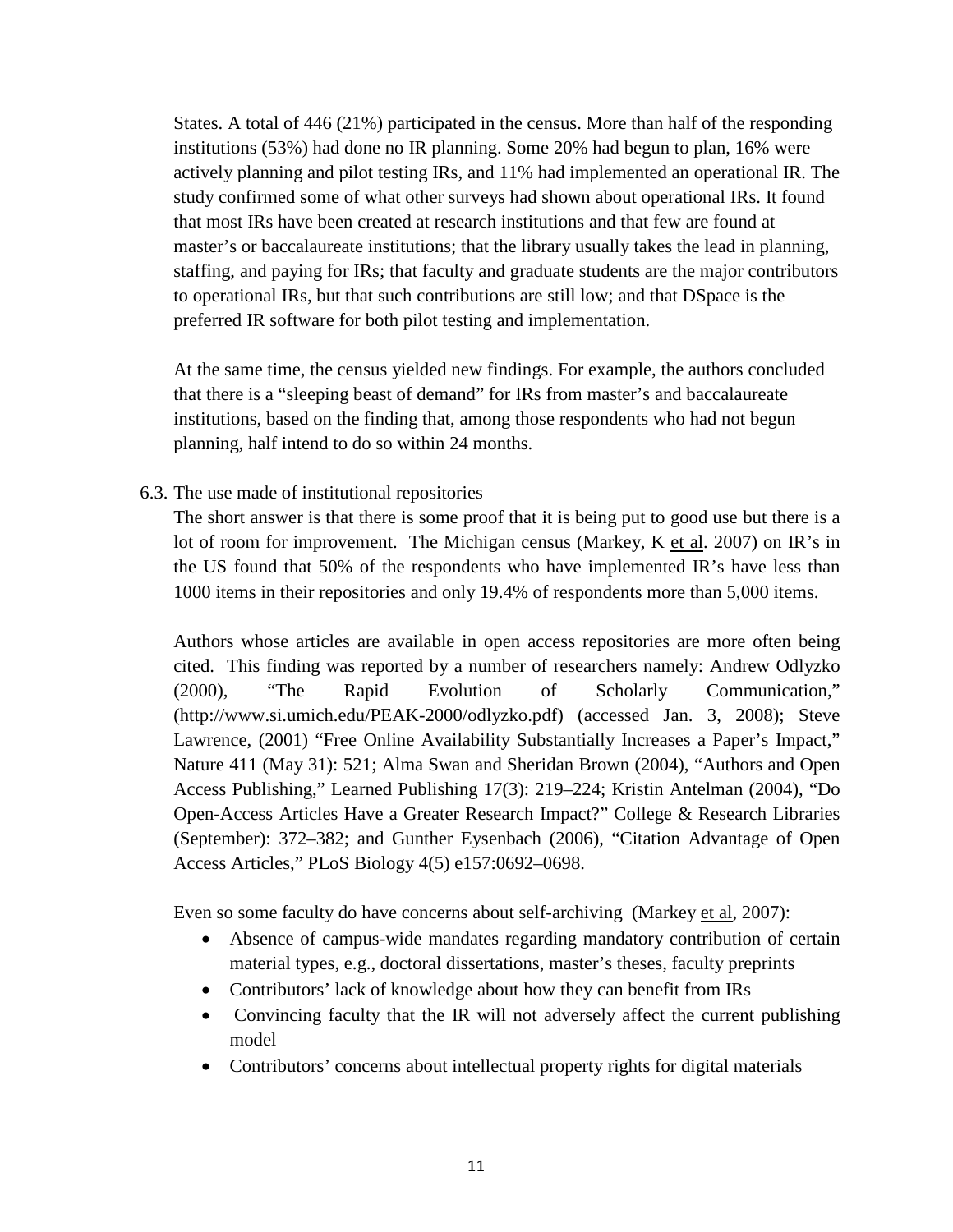States. A total of 446 (21%) participated in the census. More than half of the responding institutions (53%) had done no IR planning. Some 20% had begun to plan, 16% were actively planning and pilot testing IRs, and 11% had implemented an operational IR. The study confirmed some of what other surveys had shown about operational IRs. It found that most IRs have been created at research institutions and that few are found at master's or baccalaureate institutions; that the library usually takes the lead in planning, staffing, and paying for IRs; that faculty and graduate students are the major contributors to operational IRs, but that such contributions are still low; and that DSpace is the preferred IR software for both pilot testing and implementation.

At the same time, the census yielded new findings. For example, the authors concluded that there is a "sleeping beast of demand" for IRs from master's and baccalaureate institutions, based on the finding that, among those respondents who had not begun planning, half intend to do so within 24 months.

### 6.3. The use made of institutional repositories

The short answer is that there is some proof that it is being put to good use but there is a lot of room for improvement. The Michigan census (Markey, K et al. 2007) on IR's in the US found that 50% of the respondents who have implemented IR's have less than 1000 items in their repositories and only 19.4% of respondents more than 5,000 items.

Authors whose articles are available in open access repositories are more often being cited. This finding was reported by a number of researchers namely: Andrew Odlyzko (2000), "The Rapid Evolution of Scholarly Communication," (http://www.si.umich.edu/PEAK-2000/odlyzko.pdf) (accessed Jan. 3, 2008); Steve Lawrence, (2001) "Free Online Availability Substantially Increases a Paper's Impact," Nature 411 (May 31): 521; Alma Swan and Sheridan Brown (2004), "Authors and Open Access Publishing," Learned Publishing 17(3): 219–224; Kristin Antelman (2004), "Do Open-Access Articles Have a Greater Research Impact?" College & Research Libraries (September): 372–382; and Gunther Eysenbach (2006), "Citation Advantage of Open Access Articles," PLoS Biology 4(5) e157:0692–0698.

Even so some faculty do have concerns about self-archiving (Markey et al, 2007):

- Absence of campus-wide mandates regarding mandatory contribution of certain material types, e.g., doctoral dissertations, master's theses, faculty preprints
- Contributors' lack of knowledge about how they can benefit from IRs
- Convincing faculty that the IR will not adversely affect the current publishing model
- Contributors' concerns about intellectual property rights for digital materials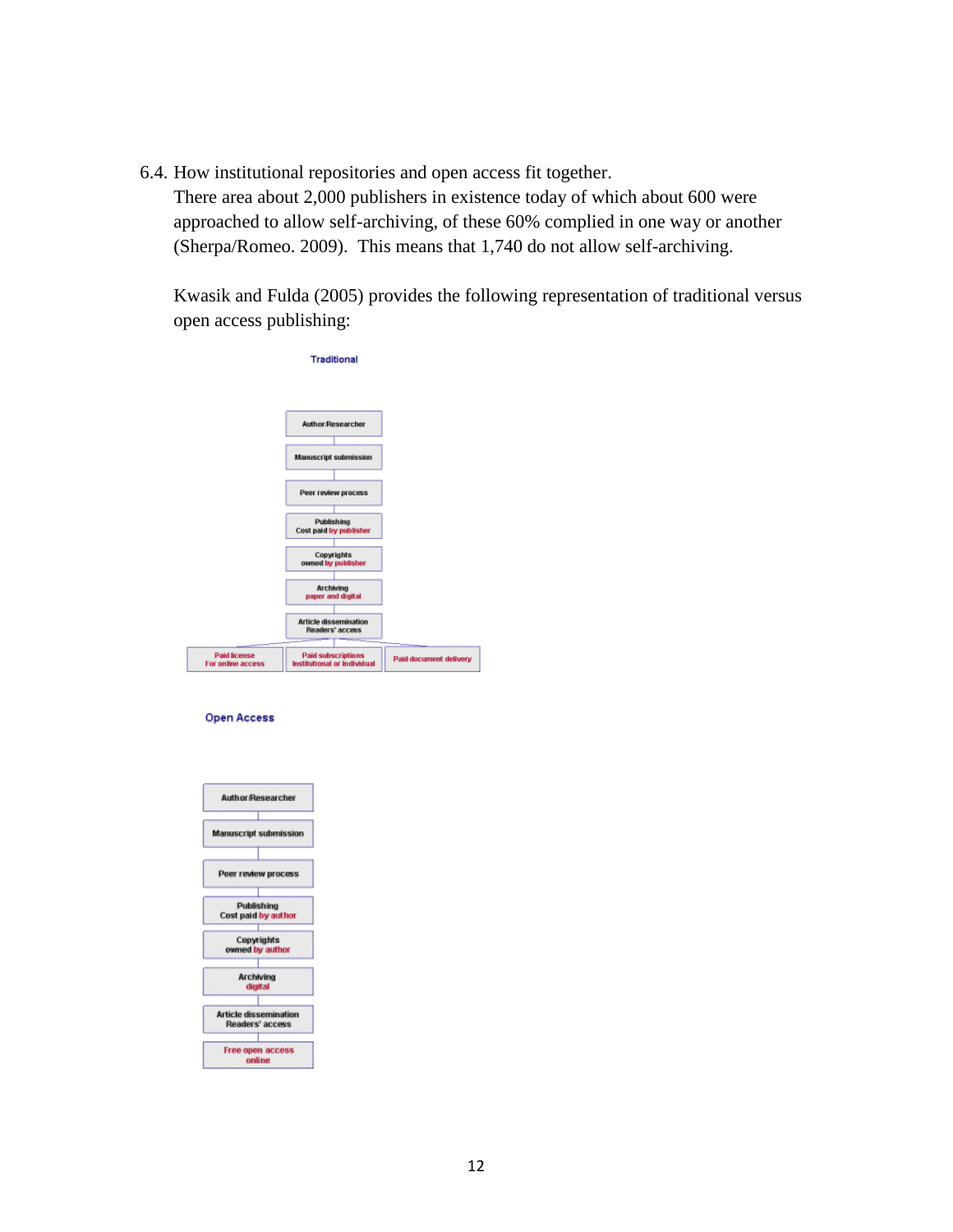6.4. How institutional repositories and open access fit together.

There area about 2,000 publishers in existence today of which about 600 were approached to allow self-archiving, of these 60% complied in one way or another (Sherpa/Romeo. 2009). This means that 1,740 do not allow self-archiving.

Kwasik and Fulda (2005) provides the following representation of traditional versus open access publishing:

Traditional

Author/Researcher

Manuscript submission

Peer review process

Publishing
Cost paid by publisher

Copyrights
owned by publisher

Archiving
paper and digital

Article dissemination
Readers' access

Paid license
For online access

Paid subscriptions
Institutional or individual

Paid document delivery

Open Access

Author/Researcher

Manuscript submission

Peer review process

Publishing
Cost paid by author

Copyrights
owned by author

Archiving
digital

Article dissemination
Readers' access

Free open access
online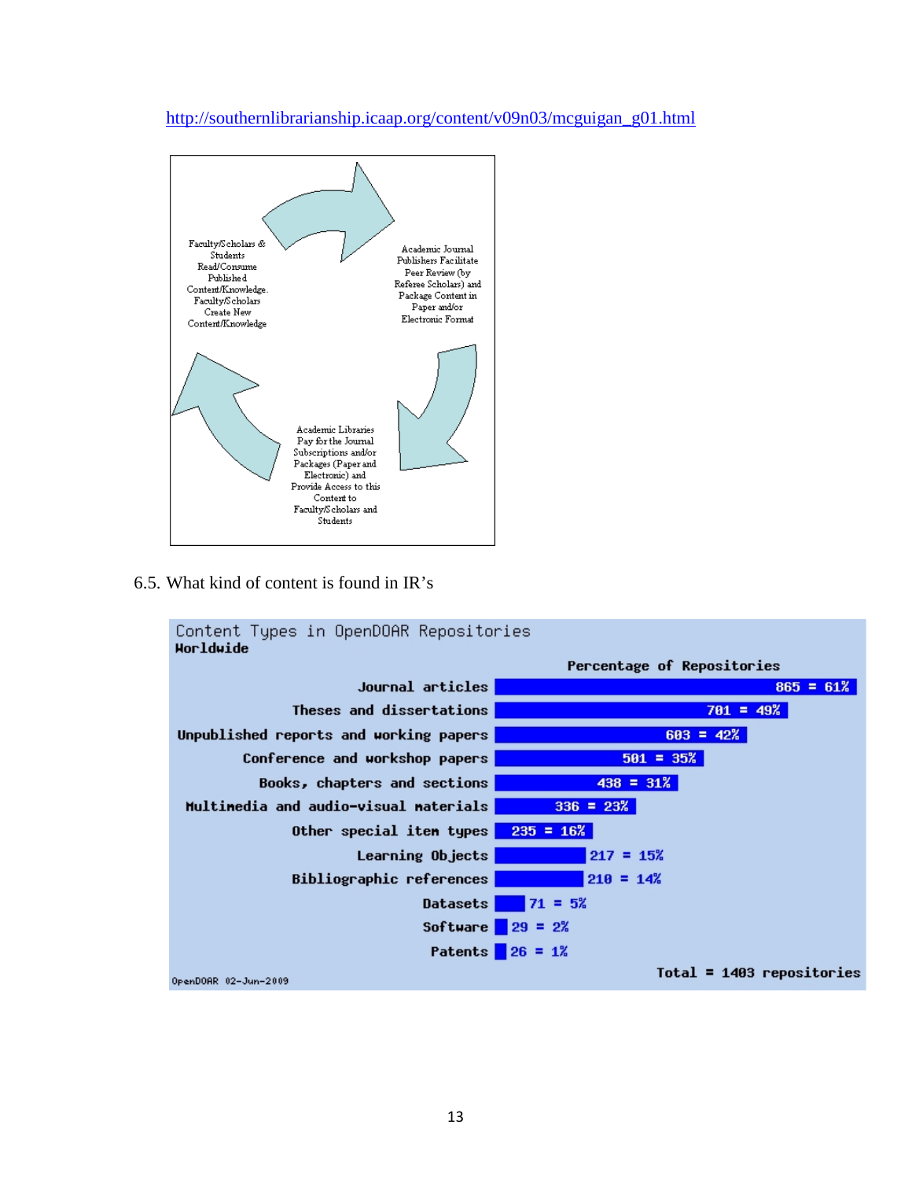http://southernlibrarianship.icaap.org/content/v09n03/mcguigan_g01.html

Faculty/Scholars & Students Read/Consume Published Content/Knowledge. Faculty/Scholars Create New Content/Knowledge

Academic Journal Publishers Facilitate Peer Review (by Referee Scholars) and Package Content in Paper and/or Electronic Format

Academic Libraries Pay for the Journal Subscriptions and/or Packages (Paper and Electronic) and Provide Access to this Content to Faculty/Scholars and Students

6.5. What kind of content is found in IR's

Content Types in OpenDOAR Repositories
**Worldwide**

| Content type | Percentage of Repositories |
|---|---|
| Journal articles | 865 = 61% |
| Theses and dissertations | 701 = 49% |
| Unpublished reports and working papers | 603 = 42% |
| Conference and workshop papers | 501 = 35% |
| Books, chapters and sections | 438 = 31% |
| Multimedia and audio-visual materials | 336 = 23% |
| Other special item types | 235 = 16% |
| Learning Objects | 217 = 15% |
| Bibliographic references | 210 = 14% |
| Datasets | 71 = 5% |
| Software | 29 = 2% |
| Patents | 26 = 1% |

Total = 1403 repositories

OpenDOAR 02-Jun-2009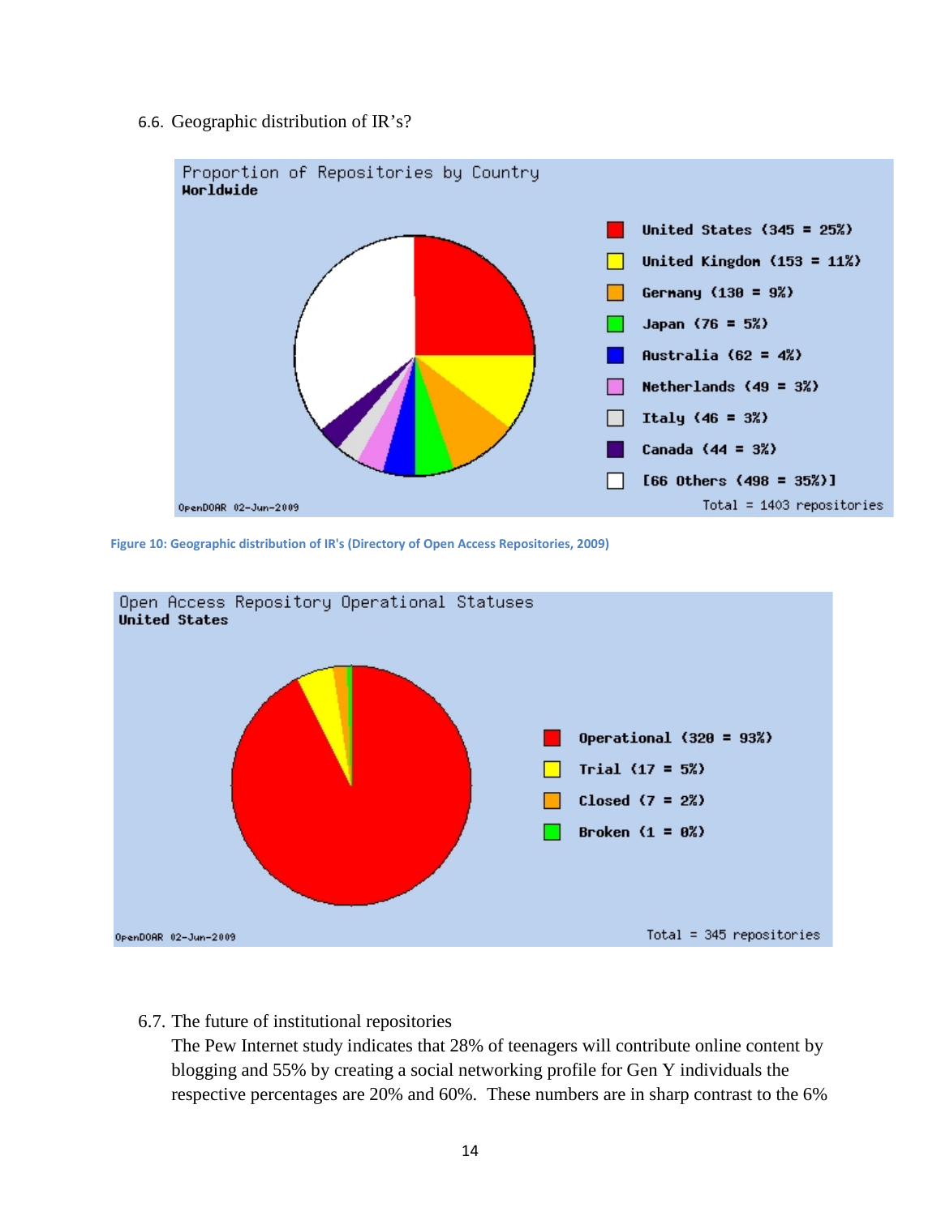6.6. Geographic distribution of IR's?

Proportion of Repositories by Country
**Worldwide**

| Country | Repositories |
|---|---|
| United States | 345 = 25% |
| United Kingdom | 153 = 11% |
| Germany | 130 = 9% |
| Japan | 76 = 5% |
| Australia | 62 = 4% |
| Netherlands | 49 = 3% |
| Italy | 46 = 3% |
| Canada | 44 = 3% |
| [66 Others | 498 = 35%] |

Total = 1403 repositories

OpenDOAR 02-Jun-2009

**Figure 10: Geographic distribution of IR's (Directory of Open Access Repositories, 2009)**

Open Access Repository Operational Statuses
**United States**

| Status | Repositories |
|---|---|
| Operational | 320 = 93% |
| Trial | 17 = 5% |
| Closed | 7 = 2% |
| Broken | 1 = 0% |

Total = 345 repositories

OpenDOAR 02-Jun-2009

6.7. The future of institutional repositories

The Pew Internet study indicates that 28% of teenagers will contribute online content by blogging and 55% by creating a social networking profile for Gen Y individuals the respective percentages are 20% and 60%. These numbers are in sharp contrast to the 6%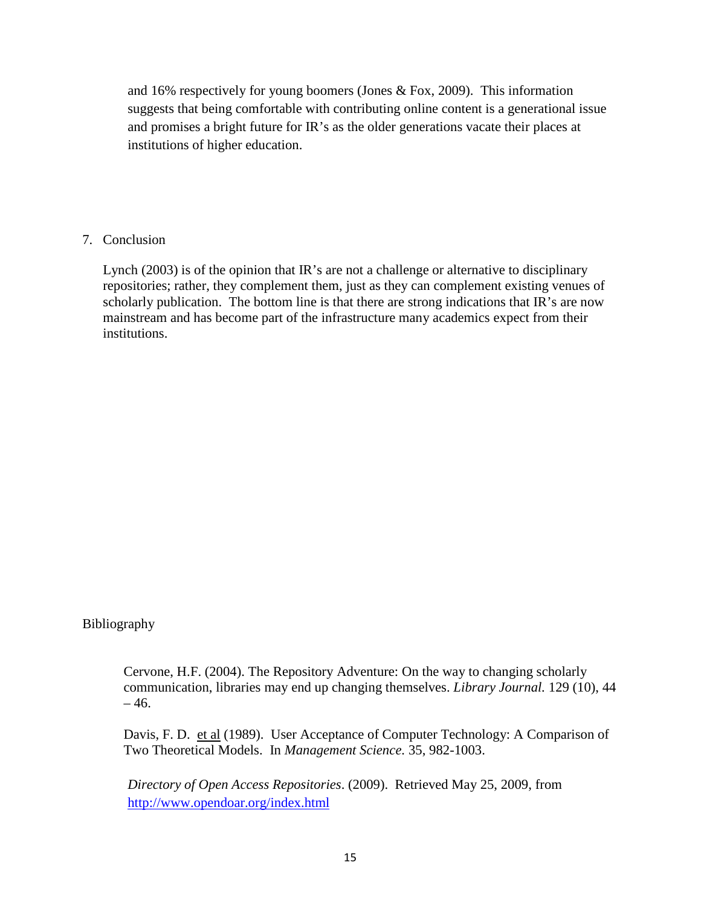and 16% respectively for young boomers (Jones & Fox, 2009). This information suggests that being comfortable with contributing online content is a generational issue and promises a bright future for IR's as the older generations vacate their places at institutions of higher education.

## 7. Conclusion

Lynch (2003) is of the opinion that IR's are not a challenge or alternative to disciplinary repositories; rather, they complement them, just as they can complement existing venues of scholarly publication. The bottom line is that there are strong indications that IR's are now mainstream and has become part of the infrastructure many academics expect from their institutions.

## Bibliography

Cervone, H.F. (2004). The Repository Adventure: On the way to changing scholarly communication, libraries may end up changing themselves. *Library Journal.* 129 (10), 44 – 46.

Davis, F. D. et al (1989). User Acceptance of Computer Technology: A Comparison of Two Theoretical Models. In *Management Science.* 35, 982-1003.

*Directory of Open Access Repositories*. (2009). Retrieved May 25, 2009, from http://www.opendoar.org/index.html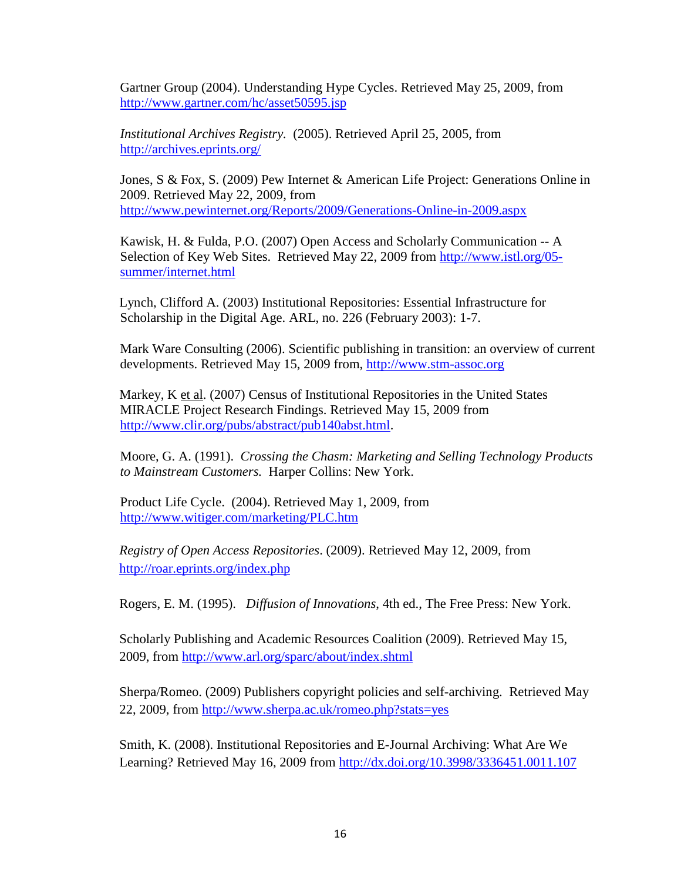Gartner Group (2004). Understanding Hype Cycles. Retrieved May 25, 2009, from http://www.gartner.com/hc/asset50595.jsp

*Institutional Archives Registry.* (2005). Retrieved April 25, 2005, from http://archives.eprints.org/

Jones, S & Fox, S. (2009) Pew Internet & American Life Project: Generations Online in 2009. Retrieved May 22, 2009, from http://www.pewinternet.org/Reports/2009/Generations-Online-in-2009.aspx

Kawisk, H. & Fulda, P.O. (2007) Open Access and Scholarly Communication -- A Selection of Key Web Sites. Retrieved May 22, 2009 from http://www.istl.org/05-summer/internet.html

Lynch, Clifford A. (2003) Institutional Repositories: Essential Infrastructure for Scholarship in the Digital Age. ARL, no. 226 (February 2003): 1-7.

Mark Ware Consulting (2006). Scientific publishing in transition: an overview of current developments. Retrieved May 15, 2009 from, http://www.stm-assoc.org

Markey, K et al. (2007) Census of Institutional Repositories in the United States MIRACLE Project Research Findings. Retrieved May 15, 2009 from http://www.clir.org/pubs/abstract/pub140abst.html.

Moore, G. A. (1991). *Crossing the Chasm: Marketing and Selling Technology Products to Mainstream Customers.* Harper Collins: New York.

Product Life Cycle. (2004). Retrieved May 1, 2009, from http://www.witiger.com/marketing/PLC.htm

*Registry of Open Access Repositories*. (2009). Retrieved May 12, 2009, from http://roar.eprints.org/index.php

Rogers, E. M. (1995). *Diffusion of Innovations*, 4th ed., The Free Press: New York.

Scholarly Publishing and Academic Resources Coalition (2009). Retrieved May 15, 2009, from http://www.arl.org/sparc/about/index.shtml

Sherpa/Romeo. (2009) Publishers copyright policies and self-archiving. Retrieved May 22, 2009, from http://www.sherpa.ac.uk/romeo.php?stats=yes

Smith, K. (2008). Institutional Repositories and E-Journal Archiving: What Are We Learning? Retrieved May 16, 2009 from http://dx.doi.org/10.3998/3336451.0011.107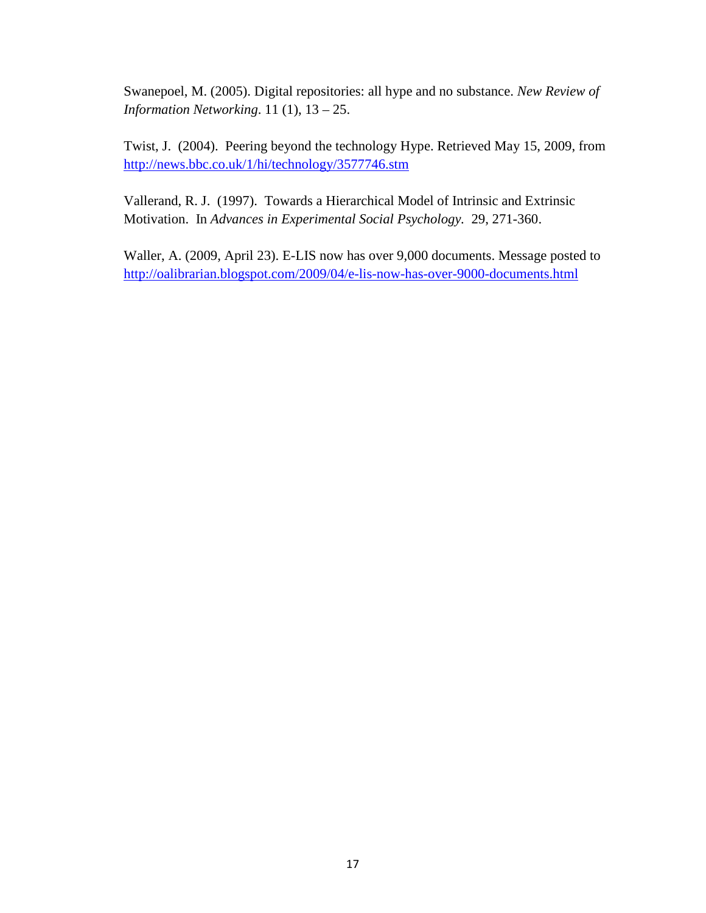Swanepoel, M. (2005). Digital repositories: all hype and no substance. *New Review of Information Networking*. 11 (1), 13 – 25.

Twist, J. (2004). Peering beyond the technology Hype. Retrieved May 15, 2009, from http://news.bbc.co.uk/1/hi/technology/3577746.stm

Vallerand, R. J. (1997). Towards a Hierarchical Model of Intrinsic and Extrinsic Motivation. In *Advances in Experimental Social Psychology*. 29, 271-360.

Waller, A. (2009, April 23). E-LIS now has over 9,000 documents. Message posted to http://oalibrarian.blogspot.com/2009/04/e-lis-now-has-over-9000-documents.html